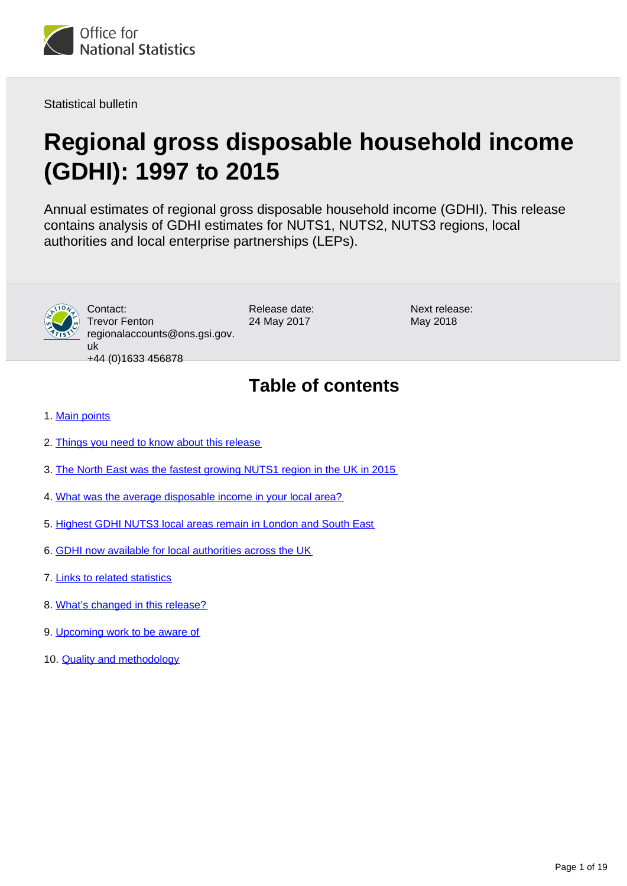Office for National Statistics

Statistical bulletin

# Regional gross disposable household income (GDHI): 1997 to 2015

Annual estimates of regional gross disposable household income (GDHI). This release contains analysis of GDHI estimates for NUTS1, NUTS2, NUTS3 regions, local authorities and local enterprise partnerships (LEPs).

Contact:
Trevor Fenton
regionalaccounts@ons.gsi.gov.uk
+44 (0)1633 456878

Release date:
24 May 2017

Next release:
May 2018

## Table of contents

1. Main points
2. Things you need to know about this release
3. The North East was the fastest growing NUTS1 region in the UK in 2015
4. What was the average disposable income in your local area?
5. Highest GDHI NUTS3 local areas remain in London and South East
6. GDHI now available for local authorities across the UK
7. Links to related statistics
8. What's changed in this release?
9. Upcoming work to be aware of
10. Quality and methodology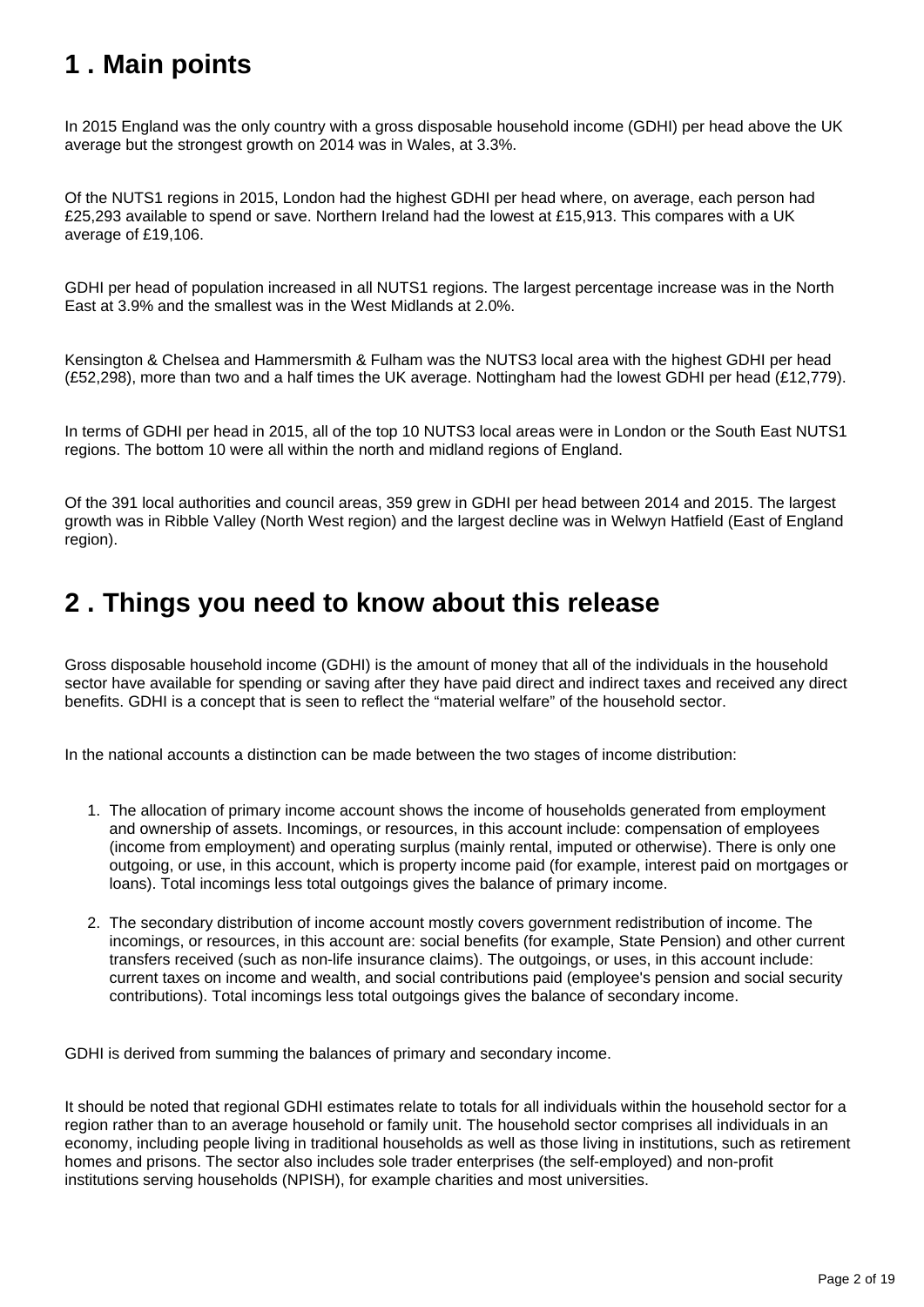## 1 . Main points

In 2015 England was the only country with a gross disposable household income (GDHI) per head above the UK average but the strongest growth on 2014 was in Wales, at 3.3%.

Of the NUTS1 regions in 2015, London had the highest GDHI per head where, on average, each person had £25,293 available to spend or save. Northern Ireland had the lowest at £15,913. This compares with a UK average of £19,106.

GDHI per head of population increased in all NUTS1 regions. The largest percentage increase was in the North East at 3.9% and the smallest was in the West Midlands at 2.0%.

Kensington & Chelsea and Hammersmith & Fulham was the NUTS3 local area with the highest GDHI per head (£52,298), more than two and a half times the UK average. Nottingham had the lowest GDHI per head (£12,779).

In terms of GDHI per head in 2015, all of the top 10 NUTS3 local areas were in London or the South East NUTS1 regions. The bottom 10 were all within the north and midland regions of England.

Of the 391 local authorities and council areas, 359 grew in GDHI per head between 2014 and 2015. The largest growth was in Ribble Valley (North West region) and the largest decline was in Welwyn Hatfield (East of England region).

## 2 . Things you need to know about this release

Gross disposable household income (GDHI) is the amount of money that all of the individuals in the household sector have available for spending or saving after they have paid direct and indirect taxes and received any direct benefits. GDHI is a concept that is seen to reflect the "material welfare" of the household sector.

In the national accounts a distinction can be made between the two stages of income distribution:

1. The allocation of primary income account shows the income of households generated from employment and ownership of assets. Incomings, or resources, in this account include: compensation of employees (income from employment) and operating surplus (mainly rental, imputed or otherwise). There is only one outgoing, or use, in this account, which is property income paid (for example, interest paid on mortgages or loans). Total incomings less total outgoings gives the balance of primary income.
2. The secondary distribution of income account mostly covers government redistribution of income. The incomings, or resources, in this account are: social benefits (for example, State Pension) and other current transfers received (such as non-life insurance claims). The outgoings, or uses, in this account include: current taxes on income and wealth, and social contributions paid (employee's pension and social security contributions). Total incomings less total outgoings gives the balance of secondary income.

GDHI is derived from summing the balances of primary and secondary income.

It should be noted that regional GDHI estimates relate to totals for all individuals within the household sector for a region rather than to an average household or family unit. The household sector comprises all individuals in an economy, including people living in traditional households as well as those living in institutions, such as retirement homes and prisons. The sector also includes sole trader enterprises (the self-employed) and non-profit institutions serving households (NPISH), for example charities and most universities.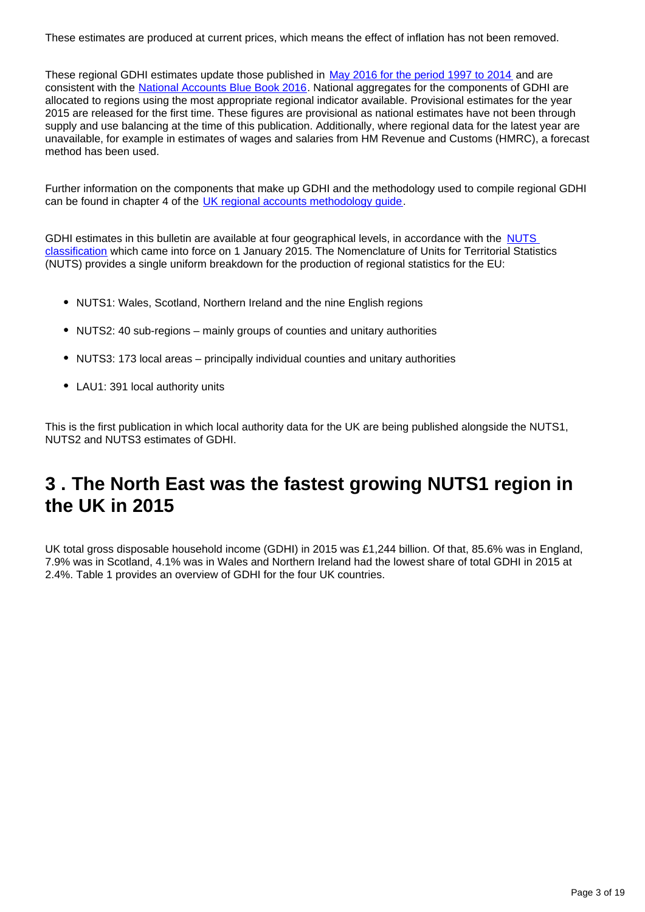These estimates are produced at current prices, which means the effect of inflation has not been removed.

These regional GDHI estimates update those published in [May 2016 for the period 1997 to 2014](#) and are consistent with the [National Accounts Blue Book 2016](#). National aggregates for the components of GDHI are allocated to regions using the most appropriate regional indicator available. Provisional estimates for the year 2015 are released for the first time. These figures are provisional as national estimates have not been through supply and use balancing at the time of this publication. Additionally, where regional data for the latest year are unavailable, for example in estimates of wages and salaries from HM Revenue and Customs (HMRC), a forecast method has been used.

Further information on the components that make up GDHI and the methodology used to compile regional GDHI can be found in chapter 4 of the [UK regional accounts methodology guide](#).

GDHI estimates in this bulletin are available at four geographical levels, in accordance with the [NUTS classification](#) which came into force on 1 January 2015. The Nomenclature of Units for Territorial Statistics (NUTS) provides a single uniform breakdown for the production of regional statistics for the EU:

- NUTS1: Wales, Scotland, Northern Ireland and the nine English regions
- NUTS2: 40 sub-regions – mainly groups of counties and unitary authorities
- NUTS3: 173 local areas – principally individual counties and unitary authorities
- LAU1: 391 local authority units

This is the first publication in which local authority data for the UK are being published alongside the NUTS1, NUTS2 and NUTS3 estimates of GDHI.

## 3 . The North East was the fastest growing NUTS1 region in the UK in 2015

UK total gross disposable household income (GDHI) in 2015 was £1,244 billion. Of that, 85.6% was in England, 7.9% was in Scotland, 4.1% was in Wales and Northern Ireland had the lowest share of total GDHI in 2015 at 2.4%. Table 1 provides an overview of GDHI for the four UK countries.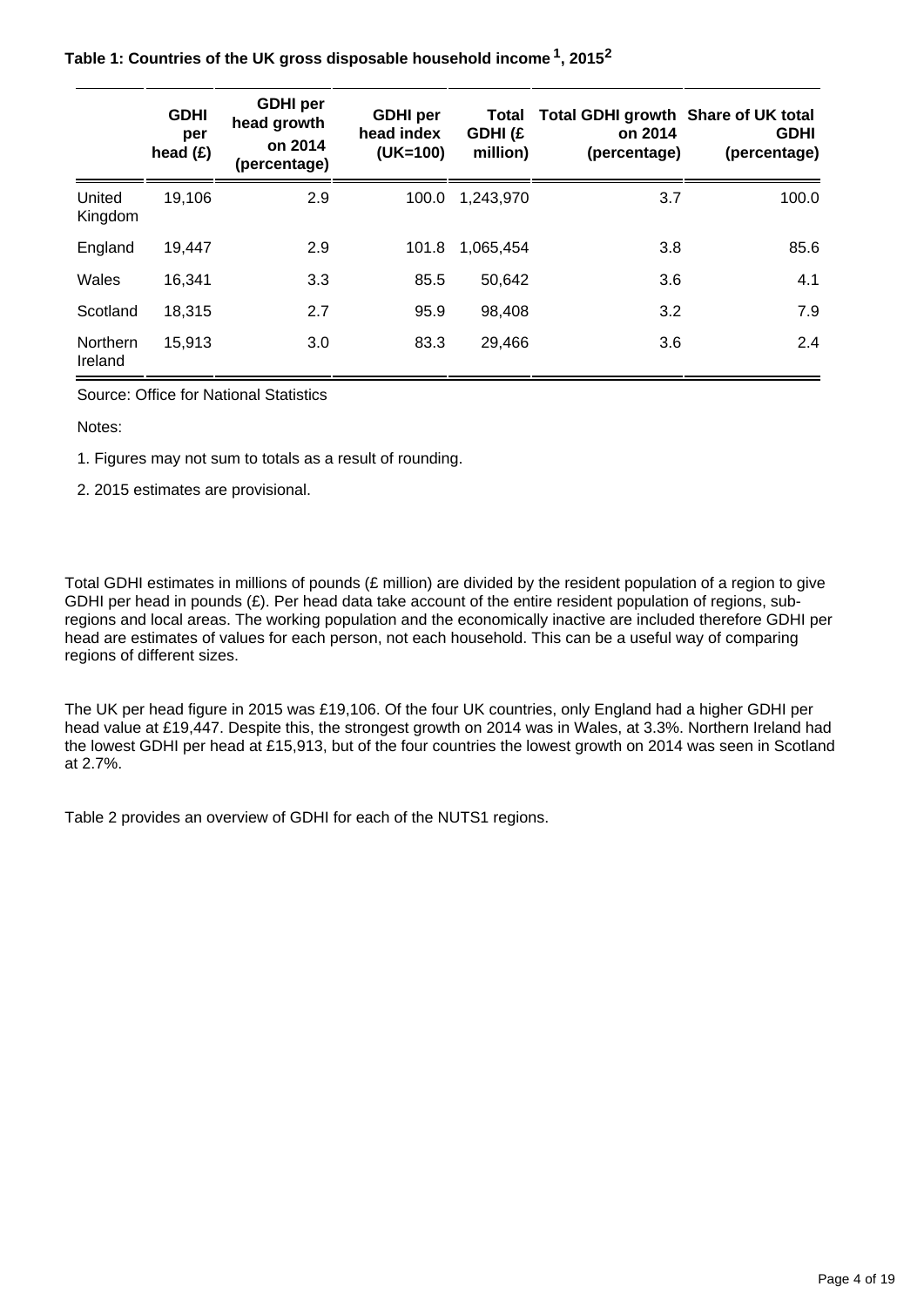**Table 1: Countries of the UK gross disposable household income [1], 2015[2]**

| | GDHI per head (£) | GDHI per head growth on 2014 (percentage) | GDHI per head index (UK=100) | Total GDHI (£ million) | Total GDHI growth on 2014 (percentage) | Share of UK total GDHI (percentage) |
|---|---|---|---|---|---|---|
| United Kingdom | 19,106 | 2.9 | 100.0 | 1,243,970 | 3.7 | 100.0 |
| England | 19,447 | 2.9 | 101.8 | 1,065,454 | 3.8 | 85.6 |
| Wales | 16,341 | 3.3 | 85.5 | 50,642 | 3.6 | 4.1 |
| Scotland | 18,315 | 2.7 | 95.9 | 98,408 | 3.2 | 7.9 |
| Northern Ireland | 15,913 | 3.0 | 83.3 | 29,466 | 3.6 | 2.4 |

Source: Office for National Statistics

Notes:

1. Figures may not sum to totals as a result of rounding.

2. 2015 estimates are provisional.

Total GDHI estimates in millions of pounds (£ million) are divided by the resident population of a region to give GDHI per head in pounds (£). Per head data take account of the entire resident population of regions, sub-regions and local areas. The working population and the economically inactive are included therefore GDHI per head are estimates of values for each person, not each household. This can be a useful way of comparing regions of different sizes.

The UK per head figure in 2015 was £19,106. Of the four UK countries, only England had a higher GDHI per head value at £19,447. Despite this, the strongest growth on 2014 was in Wales, at 3.3%. Northern Ireland had the lowest GDHI per head at £15,913, but of the four countries the lowest growth on 2014 was seen in Scotland at 2.7%.

Table 2 provides an overview of GDHI for each of the NUTS1 regions.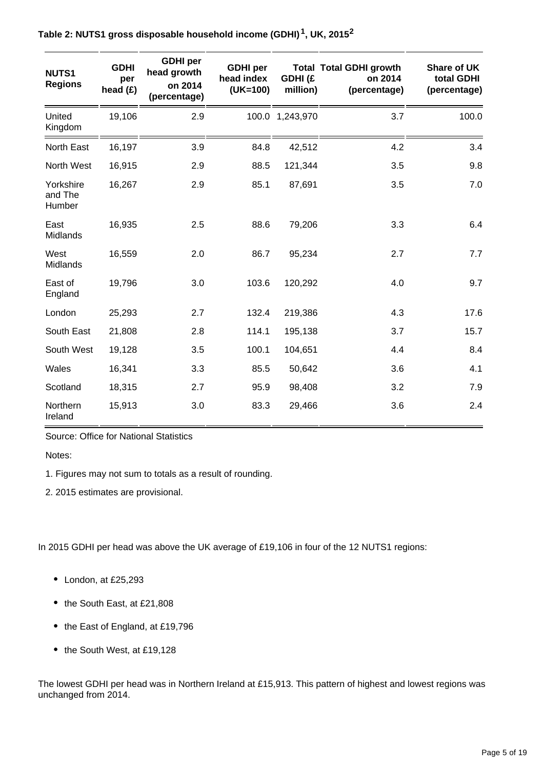**Table 2: NUTS1 gross disposable household income (GDHI)[1], UK, 2015[2]**

| NUTS1 Regions | GDHI per head (£) | GDHI per head growth on 2014 (percentage) | GDHI per head index (UK=100) | Total GDHI (£ million) | Total GDHI growth on 2014 (percentage) | Share of UK total GDHI (percentage) |
|---|---|---|---|---|---|---|
| United Kingdom | 19,106 | 2.9 | 100.0 | 1,243,970 | 3.7 | 100.0 |
| North East | 16,197 | 3.9 | 84.8 | 42,512 | 4.2 | 3.4 |
| North West | 16,915 | 2.9 | 88.5 | 121,344 | 3.5 | 9.8 |
| Yorkshire and The Humber | 16,267 | 2.9 | 85.1 | 87,691 | 3.5 | 7.0 |
| East Midlands | 16,935 | 2.5 | 88.6 | 79,206 | 3.3 | 6.4 |
| West Midlands | 16,559 | 2.0 | 86.7 | 95,234 | 2.7 | 7.7 |
| East of England | 19,796 | 3.0 | 103.6 | 120,292 | 4.0 | 9.7 |
| London | 25,293 | 2.7 | 132.4 | 219,386 | 4.3 | 17.6 |
| South East | 21,808 | 2.8 | 114.1 | 195,138 | 3.7 | 15.7 |
| South West | 19,128 | 3.5 | 100.1 | 104,651 | 4.4 | 8.4 |
| Wales | 16,341 | 3.3 | 85.5 | 50,642 | 3.6 | 4.1 |
| Scotland | 18,315 | 2.7 | 95.9 | 98,408 | 3.2 | 7.9 |
| Northern Ireland | 15,913 | 3.0 | 83.3 | 29,466 | 3.6 | 2.4 |

Source: Office for National Statistics

Notes:

1. Figures may not sum to totals as a result of rounding.

2. 2015 estimates are provisional.

In 2015 GDHI per head was above the UK average of £19,106 in four of the 12 NUTS1 regions:

- London, at £25,293
- the South East, at £21,808
- the East of England, at £19,796
- the South West, at £19,128

The lowest GDHI per head was in Northern Ireland at £15,913. This pattern of highest and lowest regions was unchanged from 2014.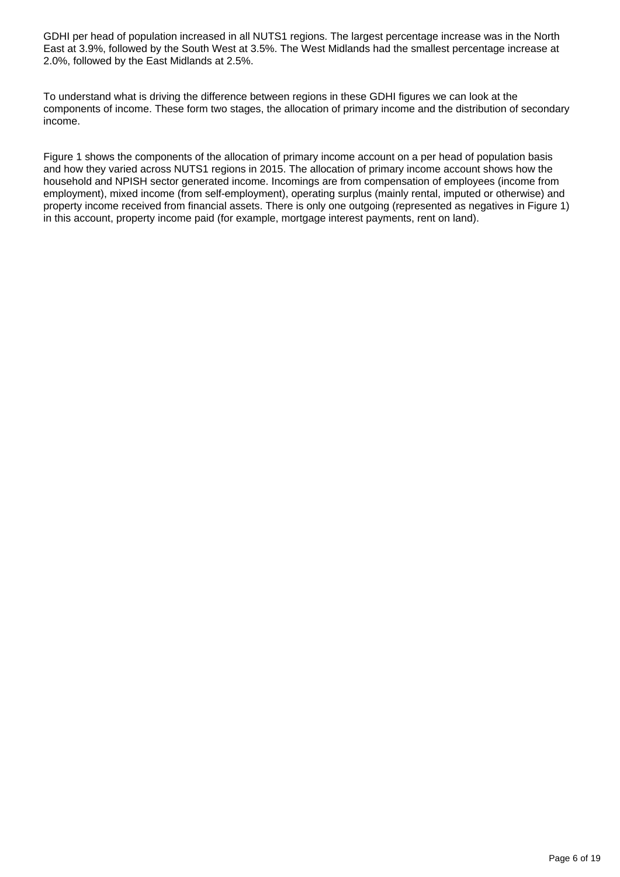GDHI per head of population increased in all NUTS1 regions. The largest percentage increase was in the North East at 3.9%, followed by the South West at 3.5%. The West Midlands had the smallest percentage increase at 2.0%, followed by the East Midlands at 2.5%.

To understand what is driving the difference between regions in these GDHI figures we can look at the components of income. These form two stages, the allocation of primary income and the distribution of secondary income.

Figure 1 shows the components of the allocation of primary income account on a per head of population basis and how they varied across NUTS1 regions in 2015. The allocation of primary income account shows how the household and NPISH sector generated income. Incomings are from compensation of employees (income from employment), mixed income (from self-employment), operating surplus (mainly rental, imputed or otherwise) and property income received from financial assets. There is only one outgoing (represented as negatives in Figure 1) in this account, property income paid (for example, mortgage interest payments, rent on land).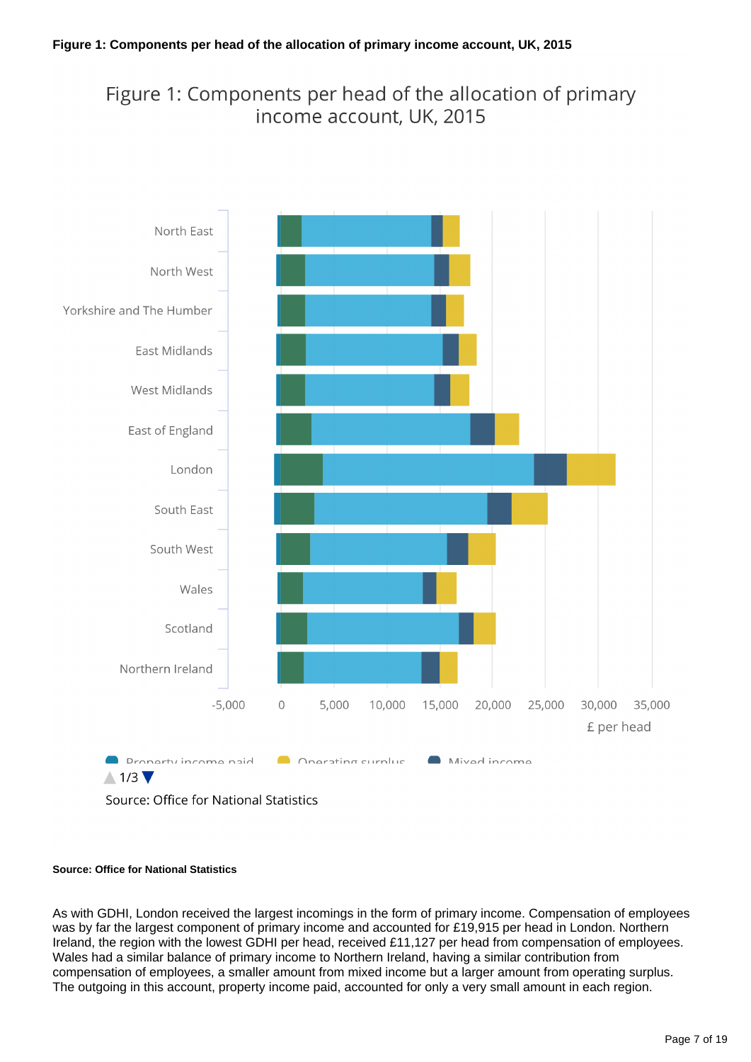**Figure 1: Components per head of the allocation of primary income account, UK, 2015**

Figure 1: Components per head of the allocation of primary income account, UK, 2015

North East
North West
Yorkshire and The Humber
East Midlands
West Midlands
East of England
London
South East
South West
Wales
Scotland
Northern Ireland

-5,000 0 5,000 10,000 15,000 20,000 25,000 30,000 35,000

£ per head

Property income paid Operating surplus Mixed income

1/3

Source: Office for National Statistics

**Source: Office for National Statistics**

As with GDHI, London received the largest incomings in the form of primary income. Compensation of employees was by far the largest component of primary income and accounted for £19,915 per head in London. Northern Ireland, the region with the lowest GDHI per head, received £11,127 per head from compensation of employees. Wales had a similar balance of primary income to Northern Ireland, having a similar contribution from compensation of employees, a smaller amount from mixed income but a larger amount from operating surplus. The outgoing in this account, property income paid, accounted for only a very small amount in each region.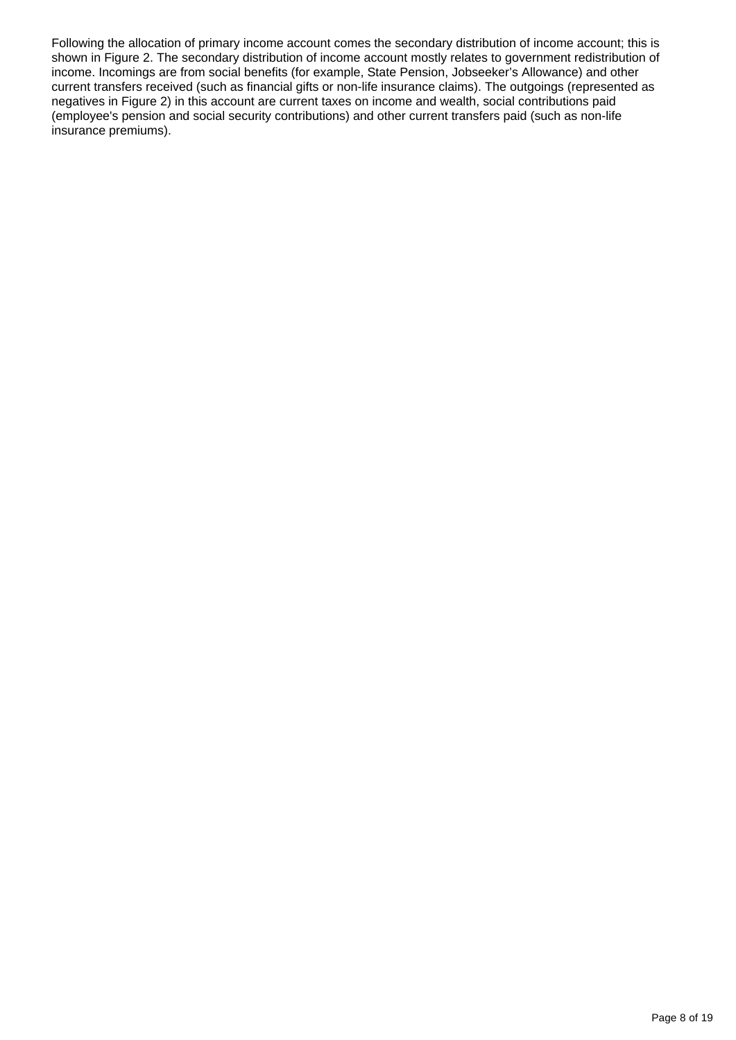Following the allocation of primary income account comes the secondary distribution of income account; this is shown in Figure 2. The secondary distribution of income account mostly relates to government redistribution of income. Incomings are from social benefits (for example, State Pension, Jobseeker's Allowance) and other current transfers received (such as financial gifts or non-life insurance claims). The outgoings (represented as negatives in Figure 2) in this account are current taxes on income and wealth, social contributions paid (employee's pension and social security contributions) and other current transfers paid (such as non-life insurance premiums).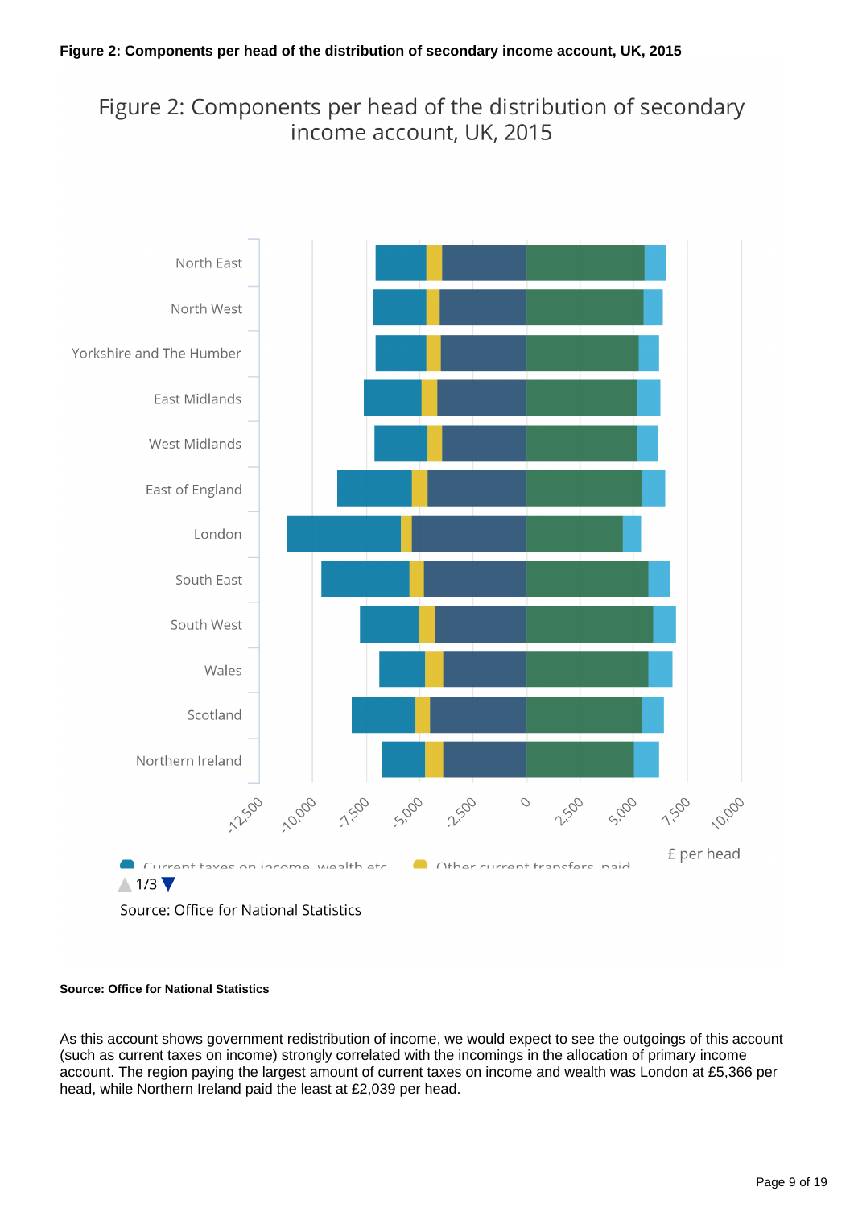**Figure 2: Components per head of the distribution of secondary income account, UK, 2015**

Figure 2: Components per head of the distribution of secondary income account, UK, 2015

North East
North West
Yorkshire and The Humber
East Midlands
West Midlands
East of England
London
South East
South West
Wales
Scotland
Northern Ireland

-12,500 -10,000 -7,500 -5,000 -2,500 0 2,500 5,000 7,500 10,000

£ per head

Current taxes on income, wealth etc Other current transfers, paid

1/3

Source: Office for National Statistics

**Source: Office for National Statistics**

As this account shows government redistribution of income, we would expect to see the outgoings of this account (such as current taxes on income) strongly correlated with the incomings in the allocation of primary income account. The region paying the largest amount of current taxes on income and wealth was London at £5,366 per head, while Northern Ireland paid the least at £2,039 per head.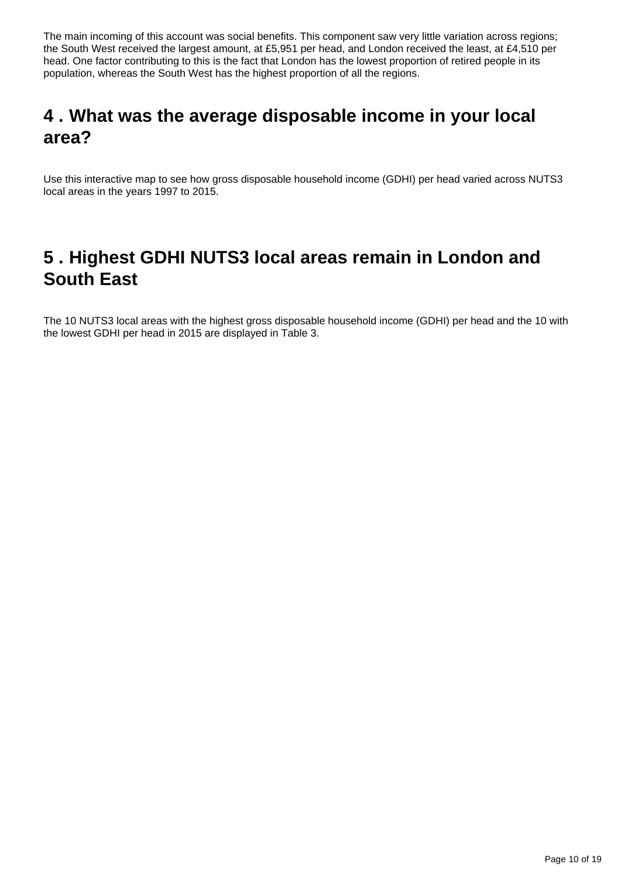The main incoming of this account was social benefits. This component saw very little variation across regions; the South West received the largest amount, at £5,951 per head, and London received the least, at £4,510 per head. One factor contributing to this is the fact that London has the lowest proportion of retired people in its population, whereas the South West has the highest proportion of all the regions.

## 4 . What was the average disposable income in your local area?

Use this interactive map to see how gross disposable household income (GDHI) per head varied across NUTS3 local areas in the years 1997 to 2015.

## 5 . Highest GDHI NUTS3 local areas remain in London and South East

The 10 NUTS3 local areas with the highest gross disposable household income (GDHI) per head and the 10 with the lowest GDHI per head in 2015 are displayed in Table 3.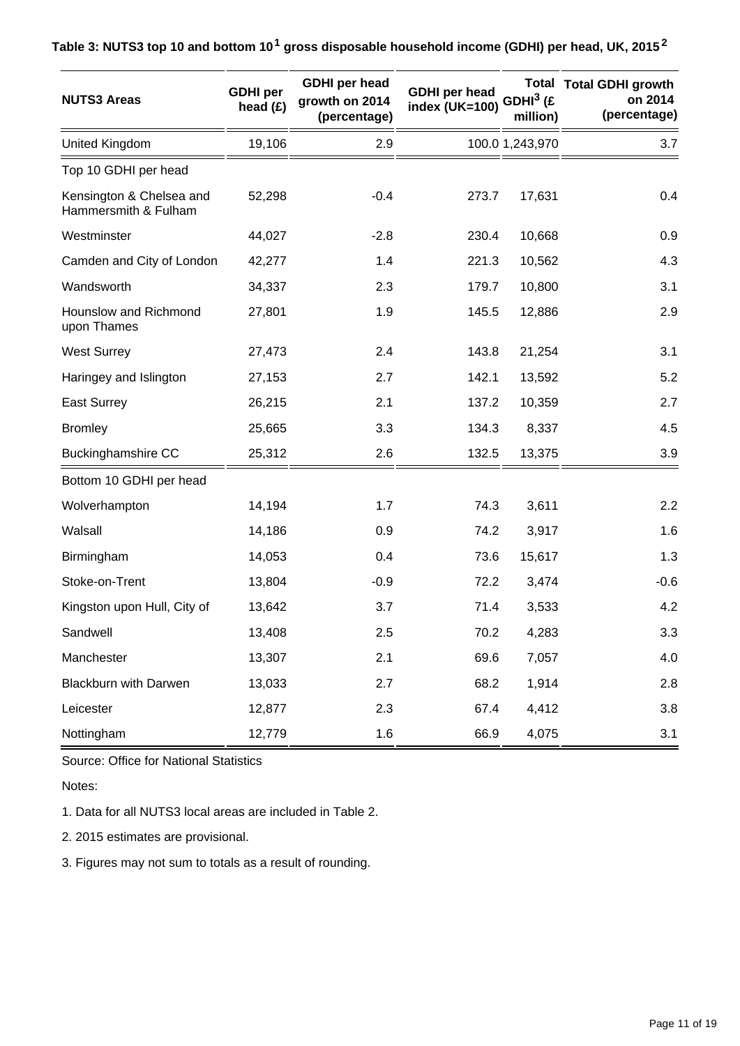**Table 3: NUTS3 top 10 and bottom 10[1] gross disposable household income (GDHI) per head, UK, 2015[2]**

| NUTS3 Areas | GDHI per head (£) | GDHI per head growth on 2014 (percentage) | GDHI per head index (UK=100) | Total GDHI[3] (£ million) | Total GDHI growth on 2014 (percentage) |
|---|---|---|---|---|---|
| United Kingdom | 19,106 | 2.9 | 100.0 | 1,243,970 | 3.7 |
| Top 10 GDHI per head | | | | | |
| Kensington & Chelsea and Hammersmith & Fulham | 52,298 | -0.4 | 273.7 | 17,631 | 0.4 |
| Westminster | 44,027 | -2.8 | 230.4 | 10,668 | 0.9 |
| Camden and City of London | 42,277 | 1.4 | 221.3 | 10,562 | 4.3 |
| Wandsworth | 34,337 | 2.3 | 179.7 | 10,800 | 3.1 |
| Hounslow and Richmond upon Thames | 27,801 | 1.9 | 145.5 | 12,886 | 2.9 |
| West Surrey | 27,473 | 2.4 | 143.8 | 21,254 | 3.1 |
| Haringey and Islington | 27,153 | 2.7 | 142.1 | 13,592 | 5.2 |
| East Surrey | 26,215 | 2.1 | 137.2 | 10,359 | 2.7 |
| Bromley | 25,665 | 3.3 | 134.3 | 8,337 | 4.5 |
| Buckinghamshire CC | 25,312 | 2.6 | 132.5 | 13,375 | 3.9 |
| Bottom 10 GDHI per head | | | | | |
| Wolverhampton | 14,194 | 1.7 | 74.3 | 3,611 | 2.2 |
| Walsall | 14,186 | 0.9 | 74.2 | 3,917 | 1.6 |
| Birmingham | 14,053 | 0.4 | 73.6 | 15,617 | 1.3 |
| Stoke-on-Trent | 13,804 | -0.9 | 72.2 | 3,474 | -0.6 |
| Kingston upon Hull, City of | 13,642 | 3.7 | 71.4 | 3,533 | 4.2 |
| Sandwell | 13,408 | 2.5 | 70.2 | 4,283 | 3.3 |
| Manchester | 13,307 | 2.1 | 69.6 | 7,057 | 4.0 |
| Blackburn with Darwen | 13,033 | 2.7 | 68.2 | 1,914 | 2.8 |
| Leicester | 12,877 | 2.3 | 67.4 | 4,412 | 3.8 |
| Nottingham | 12,779 | 1.6 | 66.9 | 4,075 | 3.1 |

Source: Office for National Statistics

Notes:

1. Data for all NUTS3 local areas are included in Table 2.

2. 2015 estimates are provisional.

3. Figures may not sum to totals as a result of rounding.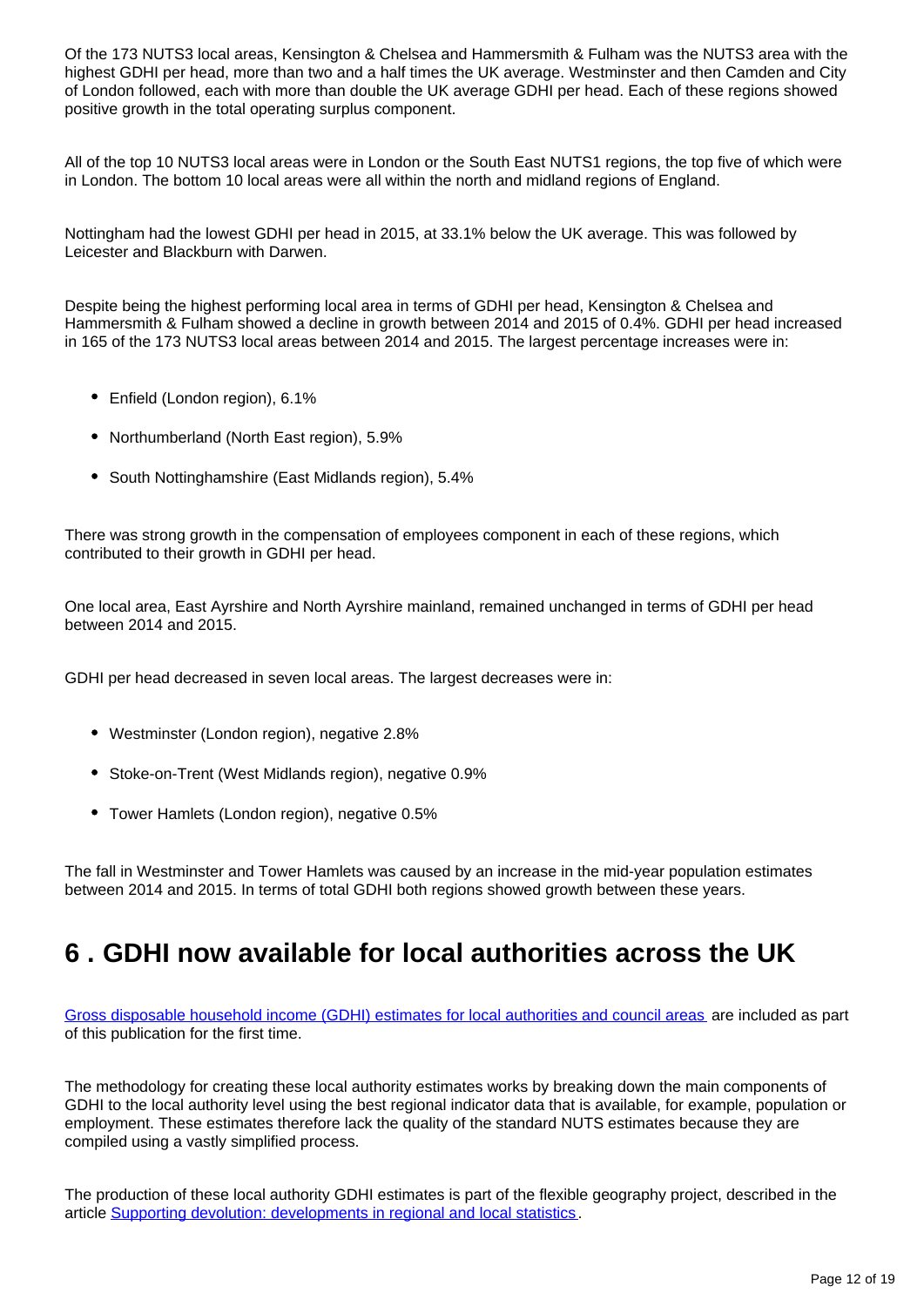Of the 173 NUTS3 local areas, Kensington & Chelsea and Hammersmith & Fulham was the NUTS3 area with the highest GDHI per head, more than two and a half times the UK average. Westminster and then Camden and City of London followed, each with more than double the UK average GDHI per head. Each of these regions showed positive growth in the total operating surplus component.

All of the top 10 NUTS3 local areas were in London or the South East NUTS1 regions, the top five of which were in London. The bottom 10 local areas were all within the north and midland regions of England.

Nottingham had the lowest GDHI per head in 2015, at 33.1% below the UK average. This was followed by Leicester and Blackburn with Darwen.

Despite being the highest performing local area in terms of GDHI per head, Kensington & Chelsea and Hammersmith & Fulham showed a decline in growth between 2014 and 2015 of 0.4%. GDHI per head increased in 165 of the 173 NUTS3 local areas between 2014 and 2015. The largest percentage increases were in:

- Enfield (London region), 6.1%
- Northumberland (North East region), 5.9%
- South Nottinghamshire (East Midlands region), 5.4%

There was strong growth in the compensation of employees component in each of these regions, which contributed to their growth in GDHI per head.

One local area, East Ayrshire and North Ayrshire mainland, remained unchanged in terms of GDHI per head between 2014 and 2015.

GDHI per head decreased in seven local areas. The largest decreases were in:

- Westminster (London region), negative 2.8%
- Stoke-on-Trent (West Midlands region), negative 0.9%
- Tower Hamlets (London region), negative 0.5%

The fall in Westminster and Tower Hamlets was caused by an increase in the mid-year population estimates between 2014 and 2015. In terms of total GDHI both regions showed growth between these years.

## 6 . GDHI now available for local authorities across the UK

Gross disposable household income (GDHI) estimates for local authorities and council areas are included as part of this publication for the first time.

The methodology for creating these local authority estimates works by breaking down the main components of GDHI to the local authority level using the best regional indicator data that is available, for example, population or employment. These estimates therefore lack the quality of the standard NUTS estimates because they are compiled using a vastly simplified process.

The production of these local authority GDHI estimates is part of the flexible geography project, described in the article Supporting devolution: developments in regional and local statistics.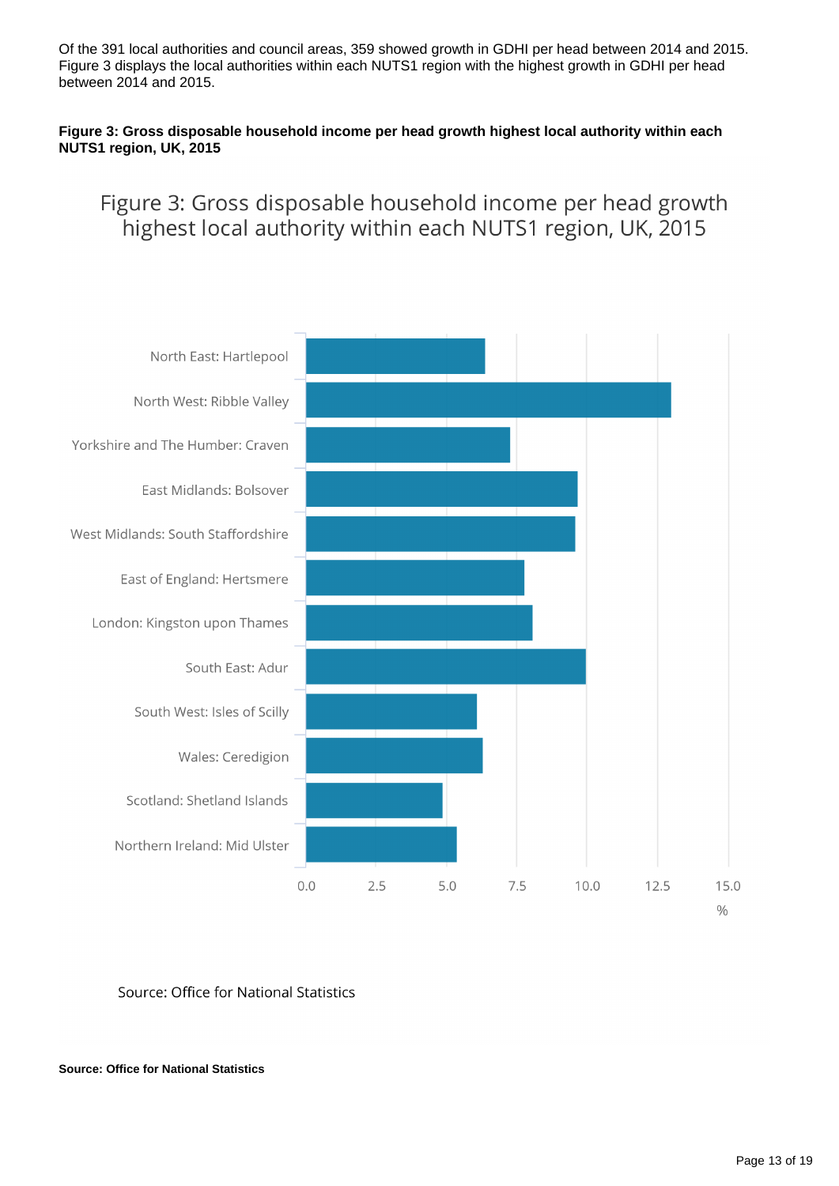Of the 391 local authorities and council areas, 359 showed growth in GDHI per head between 2014 and 2015. Figure 3 displays the local authorities within each NUTS1 region with the highest growth in GDHI per head between 2014 and 2015.

**Figure 3: Gross disposable household income per head growth highest local authority within each NUTS1 region, UK, 2015**

Figure 3: Gross disposable household income per head growth highest local authority within each NUTS1 region, UK, 2015

North East: Hartlepool
North West: Ribble Valley
Yorkshire and The Humber: Craven
East Midlands: Bolsover
West Midlands: South Staffordshire
East of England: Hertsmere
London: Kingston upon Thames
South East: Adur
South West: Isles of Scilly
Wales: Ceredigion
Scotland: Shetland Islands
Northern Ireland: Mid Ulster

0.0 2.5 5.0 7.5 10.0 12.5 15.0
%

Source: Office for National Statistics

**Source: Office for National Statistics**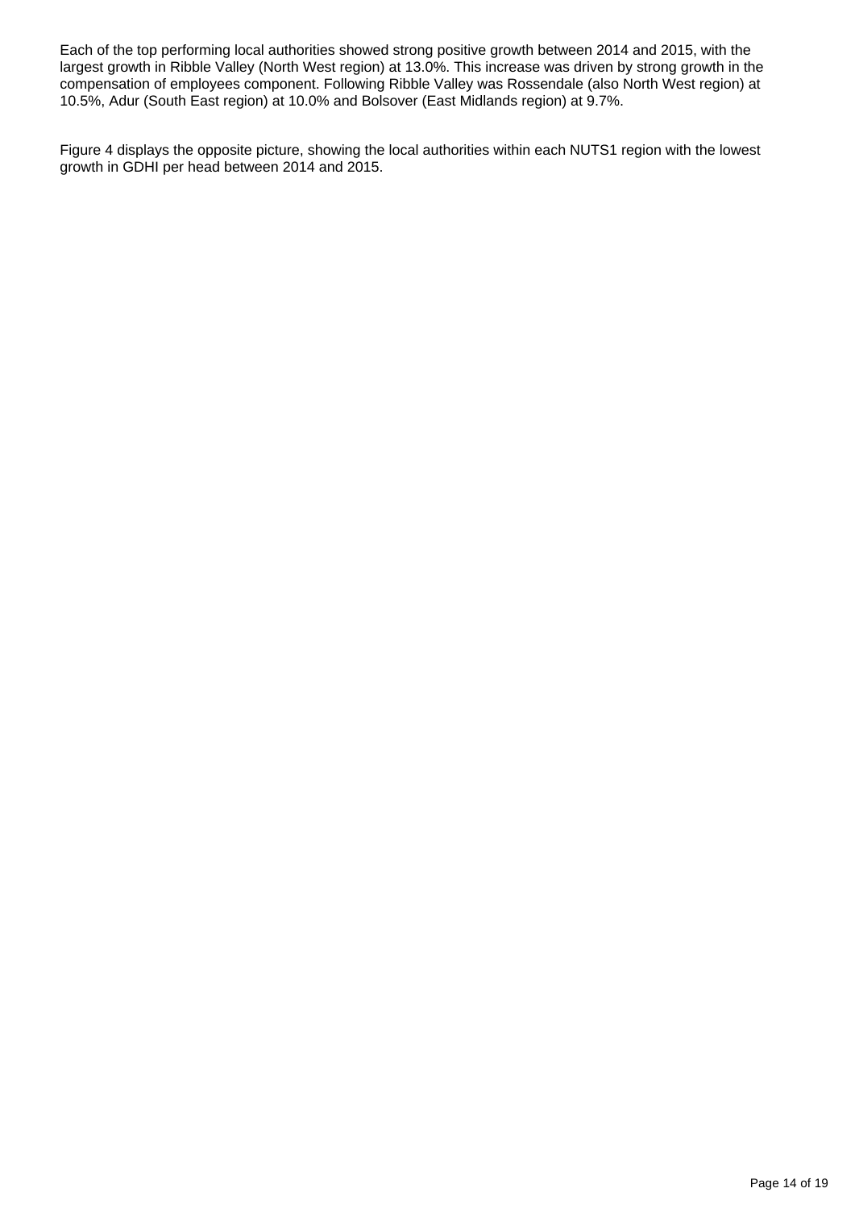Each of the top performing local authorities showed strong positive growth between 2014 and 2015, with the largest growth in Ribble Valley (North West region) at 13.0%. This increase was driven by strong growth in the compensation of employees component. Following Ribble Valley was Rossendale (also North West region) at 10.5%, Adur (South East region) at 10.0% and Bolsover (East Midlands region) at 9.7%.

Figure 4 displays the opposite picture, showing the local authorities within each NUTS1 region with the lowest growth in GDHI per head between 2014 and 2015.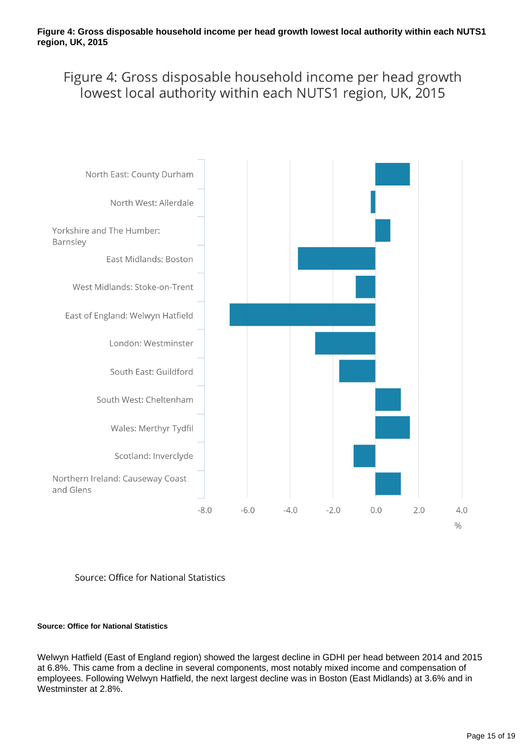**Figure 4: Gross disposable household income per head growth lowest local authority within each NUTS1 region, UK, 2015**

Figure 4: Gross disposable household income per head growth lowest local authority within each NUTS1 region, UK, 2015

North East: County Durham

North West: Allerdale

Yorkshire and The Humber: Barnsley

East Midlands: Boston

West Midlands: Stoke-on-Trent

East of England: Welwyn Hatfield

London: Westminster

South East: Guildford

South West: Cheltenham

Wales: Merthyr Tydfil

Scotland: Inverclyde

Northern Ireland: Causeway Coast and Glens

-8.0 -6.0 -4.0 -2.0 0.0 2.0 4.0

%

Source: Office for National Statistics

**Source: Office for National Statistics**

Welwyn Hatfield (East of England region) showed the largest decline in GDHI per head between 2014 and 2015 at 6.8%. This came from a decline in several components, most notably mixed income and compensation of employees. Following Welwyn Hatfield, the next largest decline was in Boston (East Midlands) at 3.6% and in Westminster at 2.8%.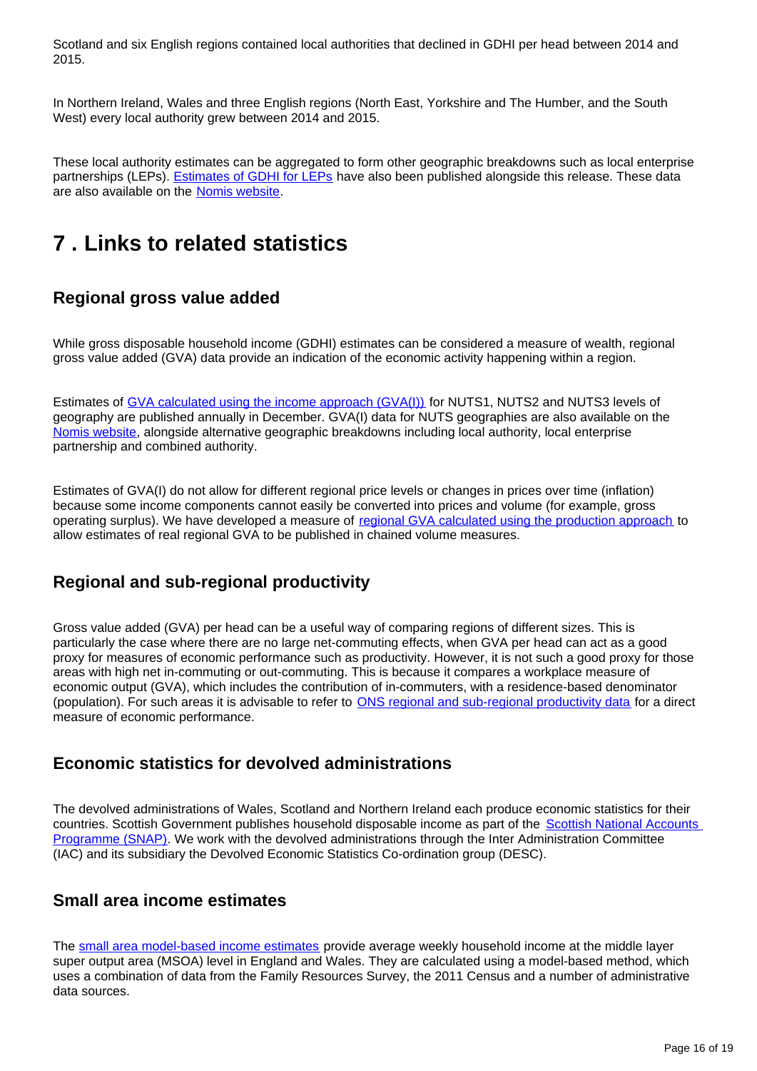Scotland and six English regions contained local authorities that declined in GDHI per head between 2014 and 2015.

In Northern Ireland, Wales and three English regions (North East, Yorkshire and The Humber, and the South West) every local authority grew between 2014 and 2015.

These local authority estimates can be aggregated to form other geographic breakdowns such as local enterprise partnerships (LEPs). Estimates of GDHI for LEPs have also been published alongside this release. These data are also available on the Nomis website.

# 7 . Links to related statistics

## Regional gross value added

While gross disposable household income (GDHI) estimates can be considered a measure of wealth, regional gross value added (GVA) data provide an indication of the economic activity happening within a region.

Estimates of GVA calculated using the income approach (GVA(I)) for NUTS1, NUTS2 and NUTS3 levels of geography are published annually in December. GVA(I) data for NUTS geographies are also available on the Nomis website, alongside alternative geographic breakdowns including local authority, local enterprise partnership and combined authority.

Estimates of GVA(I) do not allow for different regional price levels or changes in prices over time (inflation) because some income components cannot easily be converted into prices and volume (for example, gross operating surplus). We have developed a measure of regional GVA calculated using the production approach to allow estimates of real regional GVA to be published in chained volume measures.

## Regional and sub-regional productivity

Gross value added (GVA) per head can be a useful way of comparing regions of different sizes. This is particularly the case where there are no large net-commuting effects, when GVA per head can act as a good proxy for measures of economic performance such as productivity. However, it is not such a good proxy for those areas with high net in-commuting or out-commuting. This is because it compares a workplace measure of economic output (GVA), which includes the contribution of in-commuters, with a residence-based denominator (population). For such areas it is advisable to refer to ONS regional and sub-regional productivity data for a direct measure of economic performance.

## Economic statistics for devolved administrations

The devolved administrations of Wales, Scotland and Northern Ireland each produce economic statistics for their countries. Scottish Government publishes household disposable income as part of the Scottish National Accounts Programme (SNAP). We work with the devolved administrations through the Inter Administration Committee (IAC) and its subsidiary the Devolved Economic Statistics Co-ordination group (DESC).

## Small area income estimates

The small area model-based income estimates provide average weekly household income at the middle layer super output area (MSOA) level in England and Wales. They are calculated using a model-based method, which uses a combination of data from the Family Resources Survey, the 2011 Census and a number of administrative data sources.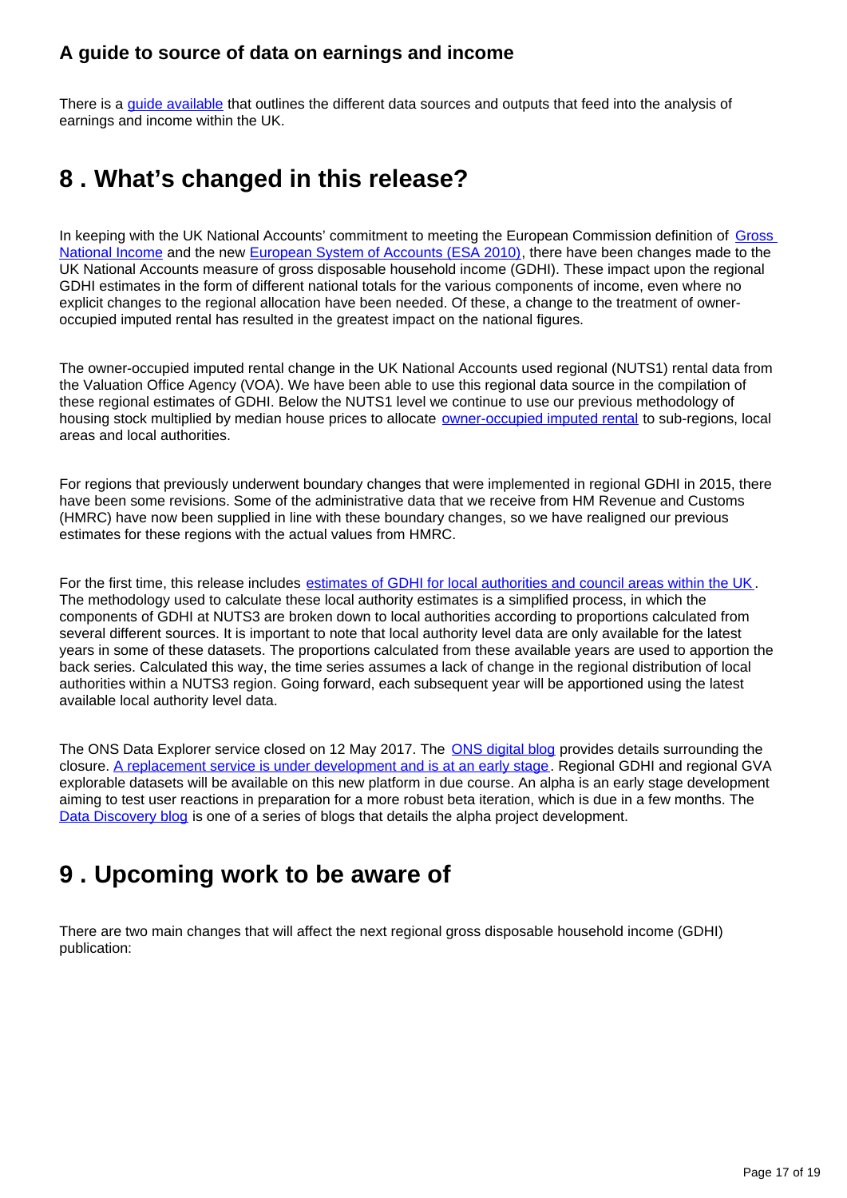### A guide to source of data on earnings and income

There is a guide available that outlines the different data sources and outputs that feed into the analysis of earnings and income within the UK.

## 8 . What's changed in this release?

In keeping with the UK National Accounts' commitment to meeting the European Commission definition of Gross National Income and the new European System of Accounts (ESA 2010), there have been changes made to the UK National Accounts measure of gross disposable household income (GDHI). These impact upon the regional GDHI estimates in the form of different national totals for the various components of income, even where no explicit changes to the regional allocation have been needed. Of these, a change to the treatment of owner-occupied imputed rental has resulted in the greatest impact on the national figures.

The owner-occupied imputed rental change in the UK National Accounts used regional (NUTS1) rental data from the Valuation Office Agency (VOA). We have been able to use this regional data source in the compilation of these regional estimates of GDHI. Below the NUTS1 level we continue to use our previous methodology of housing stock multiplied by median house prices to allocate owner-occupied imputed rental to sub-regions, local areas and local authorities.

For regions that previously underwent boundary changes that were implemented in regional GDHI in 2015, there have been some revisions. Some of the administrative data that we receive from HM Revenue and Customs (HMRC) have now been supplied in line with these boundary changes, so we have realigned our previous estimates for these regions with the actual values from HMRC.

For the first time, this release includes estimates of GDHI for local authorities and council areas within the UK. The methodology used to calculate these local authority estimates is a simplified process, in which the components of GDHI at NUTS3 are broken down to local authorities according to proportions calculated from several different sources. It is important to note that local authority level data are only available for the latest years in some of these datasets. The proportions calculated from these available years are used to apportion the back series. Calculated this way, the time series assumes a lack of change in the regional distribution of local authorities within a NUTS3 region. Going forward, each subsequent year will be apportioned using the latest available local authority level data.

The ONS Data Explorer service closed on 12 May 2017. The ONS digital blog provides details surrounding the closure. A replacement service is under development and is at an early stage. Regional GDHI and regional GVA explorable datasets will be available on this new platform in due course. An alpha is an early stage development aiming to test user reactions in preparation for a more robust beta iteration, which is due in a few months. The Data Discovery blog is one of a series of blogs that details the alpha project development.

## 9 . Upcoming work to be aware of

There are two main changes that will affect the next regional gross disposable household income (GDHI) publication: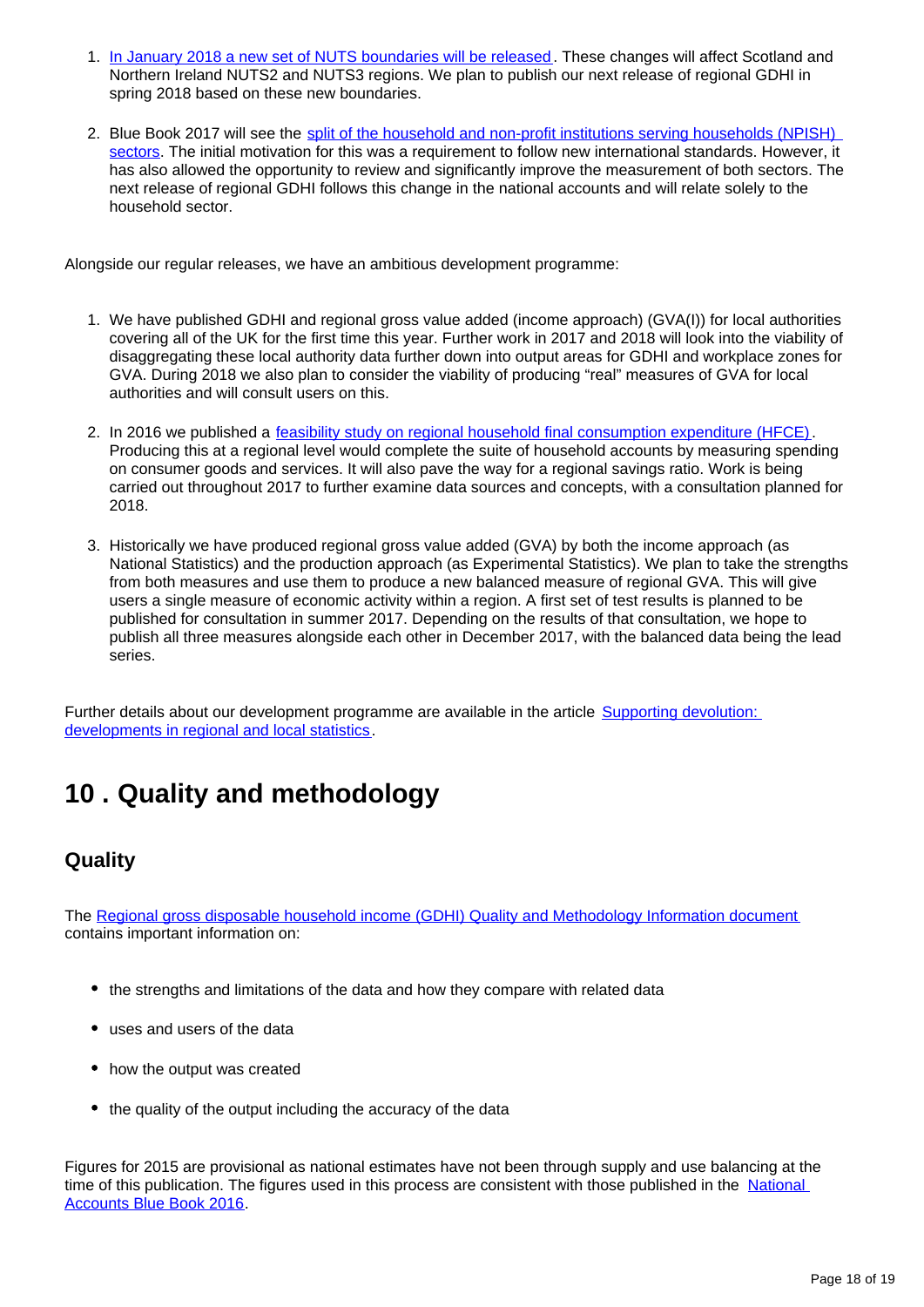1. In January 2018 a new set of NUTS boundaries will be released. These changes will affect Scotland and Northern Ireland NUTS2 and NUTS3 regions. We plan to publish our next release of regional GDHI in spring 2018 based on these new boundaries.

2. Blue Book 2017 will see the split of the household and non-profit institutions serving households (NPISH) sectors. The initial motivation for this was a requirement to follow new international standards. However, it has also allowed the opportunity to review and significantly improve the measurement of both sectors. The next release of regional GDHI follows this change in the national accounts and will relate solely to the household sector.

Alongside our regular releases, we have an ambitious development programme:

1. We have published GDHI and regional gross value added (income approach) (GVA(I)) for local authorities covering all of the UK for the first time this year. Further work in 2017 and 2018 will look into the viability of disaggregating these local authority data further down into output areas for GDHI and workplace zones for GVA. During 2018 we also plan to consider the viability of producing "real" measures of GVA for local authorities and will consult users on this.

2. In 2016 we published a feasibility study on regional household final consumption expenditure (HFCE). Producing this at a regional level would complete the suite of household accounts by measuring spending on consumer goods and services. It will also pave the way for a regional savings ratio. Work is being carried out throughout 2017 to further examine data sources and concepts, with a consultation planned for 2018.

3. Historically we have produced regional gross value added (GVA) by both the income approach (as National Statistics) and the production approach (as Experimental Statistics). We plan to take the strengths from both measures and use them to produce a new balanced measure of regional GVA. This will give users a single measure of economic activity within a region. A first set of test results is planned to be published for consultation in summer 2017. Depending on the results of that consultation, we hope to publish all three measures alongside each other in December 2017, with the balanced data being the lead series.

Further details about our development programme are available in the article Supporting devolution: developments in regional and local statistics.

## 10 . Quality and methodology

### Quality

The Regional gross disposable household income (GDHI) Quality and Methodology Information document contains important information on:

- the strengths and limitations of the data and how they compare with related data
- uses and users of the data
- how the output was created
- the quality of the output including the accuracy of the data

Figures for 2015 are provisional as national estimates have not been through supply and use balancing at the time of this publication. The figures used in this process are consistent with those published in the National Accounts Blue Book 2016.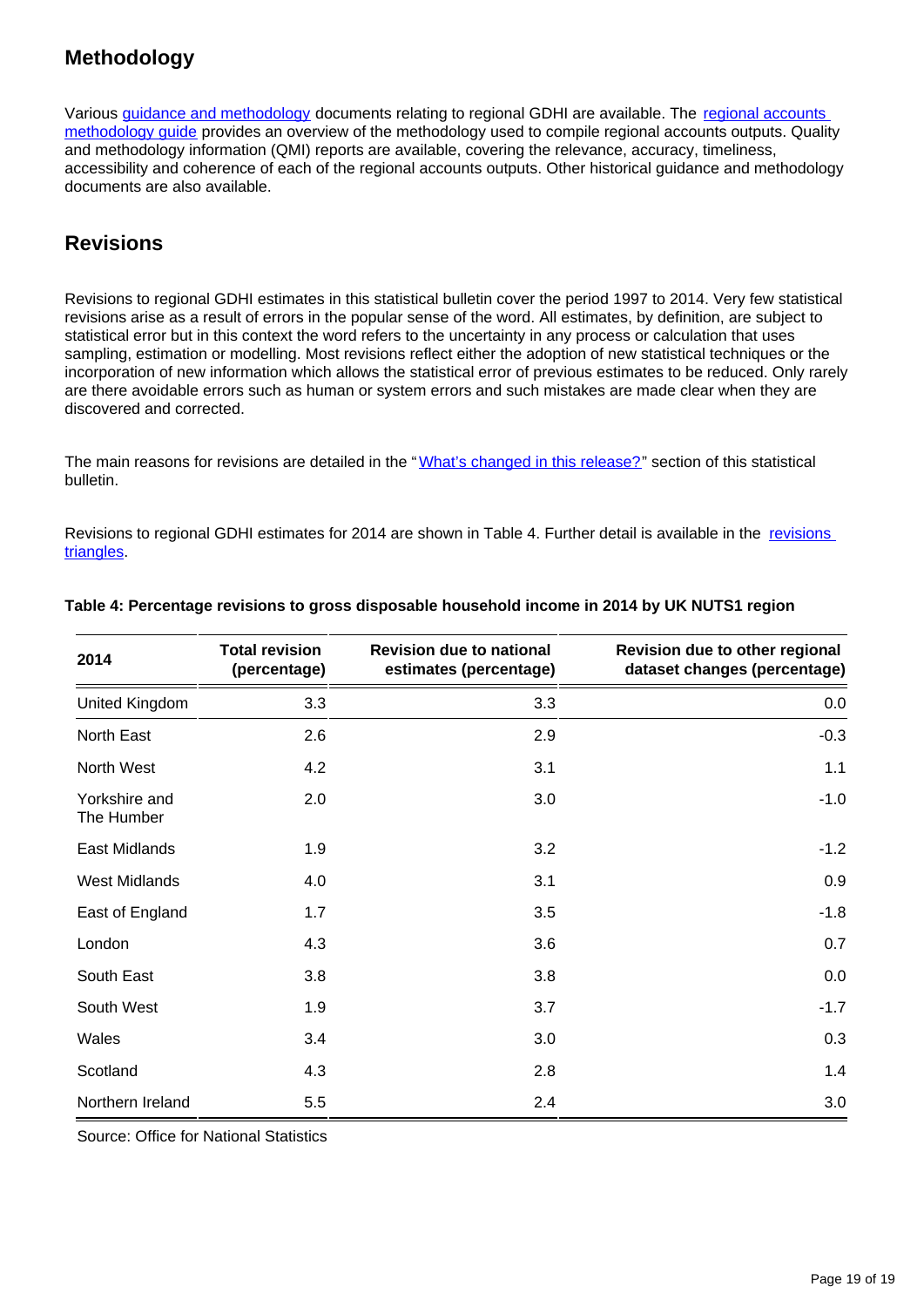## Methodology

Various guidance and methodology documents relating to regional GDHI are available. The regional accounts methodology guide provides an overview of the methodology used to compile regional accounts outputs. Quality and methodology information (QMI) reports are available, covering the relevance, accuracy, timeliness, accessibility and coherence of each of the regional accounts outputs. Other historical guidance and methodology documents are also available.

## Revisions

Revisions to regional GDHI estimates in this statistical bulletin cover the period 1997 to 2014. Very few statistical revisions arise as a result of errors in the popular sense of the word. All estimates, by definition, are subject to statistical error but in this context the word refers to the uncertainty in any process or calculation that uses sampling, estimation or modelling. Most revisions reflect either the adoption of new statistical techniques or the incorporation of new information which allows the statistical error of previous estimates to be reduced. Only rarely are there avoidable errors such as human or system errors and such mistakes are made clear when they are discovered and corrected.

The main reasons for revisions are detailed in the "What's changed in this release?" section of this statistical bulletin.

Revisions to regional GDHI estimates for 2014 are shown in Table 4. Further detail is available in the revisions triangles.

**Table 4: Percentage revisions to gross disposable household income in 2014 by UK NUTS1 region**

| 2014 | Total revision (percentage) | Revision due to national estimates (percentage) | Revision due to other regional dataset changes (percentage) |
|---|---|---|---|
| United Kingdom | 3.3 | 3.3 | 0.0 |
| North East | 2.6 | 2.9 | -0.3 |
| North West | 4.2 | 3.1 | 1.1 |
| Yorkshire and The Humber | 2.0 | 3.0 | -1.0 |
| East Midlands | 1.9 | 3.2 | -1.2 |
| West Midlands | 4.0 | 3.1 | 0.9 |
| East of England | 1.7 | 3.5 | -1.8 |
| London | 4.3 | 3.6 | 0.7 |
| South East | 3.8 | 3.8 | 0.0 |
| South West | 1.9 | 3.7 | -1.7 |
| Wales | 3.4 | 3.0 | 0.3 |
| Scotland | 4.3 | 2.8 | 1.4 |
| Northern Ireland | 5.5 | 2.4 | 3.0 |

Source: Office for National Statistics